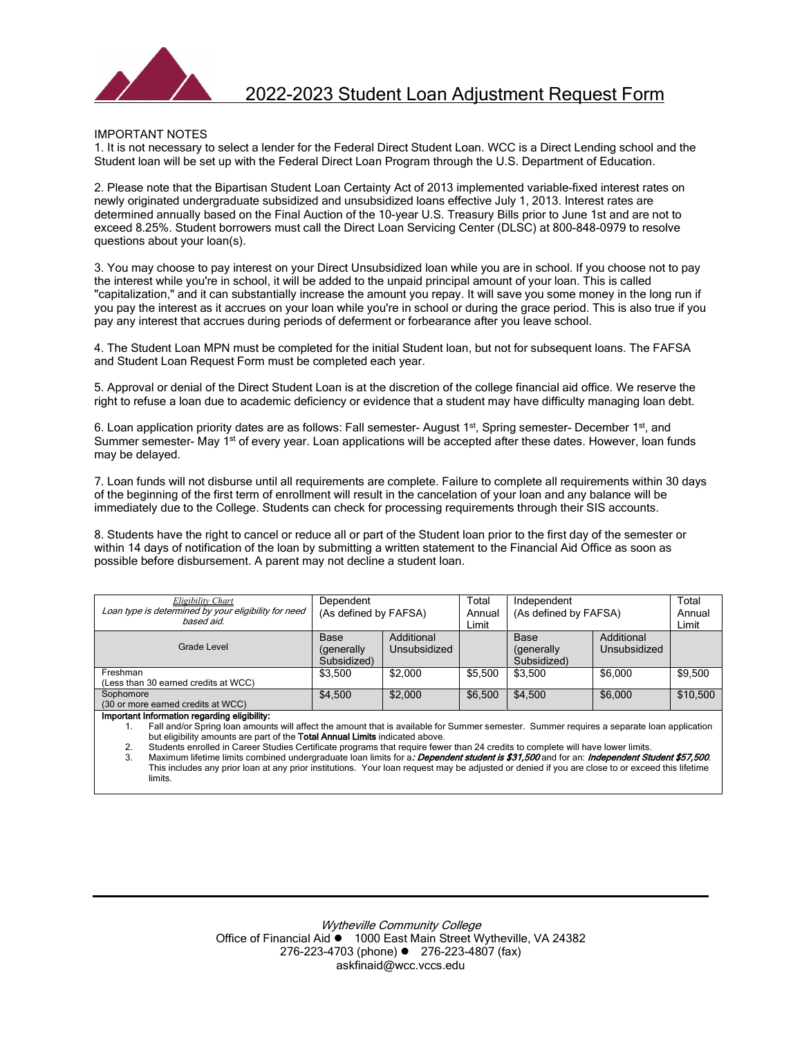# 2022-2023 Student Loan Adjustment Request Form

IMPORTANT NOTES

1. It is not necessary to select a lender for the Federal Direct Student Loan. WCC is a Direct Lending school and the Student loan will be set up with the Federal Direct Loan Program through the U.S. Department of Education.

2. Please note that the Bipartisan Student Loan Certainty Act of 2013 implemented variable-fixed interest rates on newly originated undergraduate subsidized and unsubsidized loans effective July 1, 2013. Interest rates are determined annually based on the Final Auction of the 10-year U.S. Treasury Bills prior to June 1st and are not to exceed 8.25%. Student borrowers must call the Direct Loan Servicing Center (DLSC) at 800-848-0979 to resolve questions about your loan(s).

3. You may choose to pay interest on your Direct Unsubsidized loan while you are in school. If you choose not to pay the interest while you're in school, it will be added to the unpaid principal amount of your loan. This is called "capitalization," and it can substantially increase the amount you repay. It will save you some money in the long run if you pay the interest as it accrues on your loan while you're in school or during the grace period. This is also true if you pay any interest that accrues during periods of deferment or forbearance after you leave school.

4. The Student Loan MPN must be completed for the initial Student loan, but not for subsequent loans. The FAFSA and Student Loan Request Form must be completed each year.

5. Approval or denial of the Direct Student Loan is at the discretion of the college financial aid office. We reserve the right to refuse a loan due to academic deficiency or evidence that a student may have difficulty managing loan debt.

6. Loan application priority dates are as follows: Fall semester- August 1st, Spring semester- December 1st, and Summer semester- May 1st of every year. Loan applications will be accepted after these dates. However, loan funds may be delayed.

7. Loan funds will not disburse until all requirements are complete. Failure to complete all requirements within 30 days of the beginning of the first term of enrollment will result in the cancelation of your loan and any balance will be immediately due to the College. Students can check for processing requirements through their SIS accounts.

8. Students have the right to cancel or reduce all or part of the Student loan prior to the first day of the semester or within 14 days of notification of the loan by submitting a written statement to the Financial Aid Office as soon as possible before disbursement. A parent may not decline a student loan.

| *Eligibility Chart* *Loan type is determined by your eligibility for need based aid.* | Dependent (As defined by FAFSA) | | Total Annual Limit | Independent (As defined by FAFSA) | | Total Annual Limit |
|---|---|---|---|---|---|---|
| Grade Level | Base (generally Subsidized) | Additional Unsubsidized | | Base (generally Subsidized) | Additional Unsubsidized | |
| Freshman (Less than 30 earned credits at WCC) | $3,500 | $2,000 | $5,500 | $3,500 | $6,000 | $9,500 |
| Sophomore (30 or more earned credits at WCC) | $4,500 | $2,000 | $6,500 | $4,500 | $6,000 | $10,500 |

**Important Information regarding eligibility:**

1. Fall and/or Spring loan amounts will affect the amount that is available for Summer semester. Summer requires a separate loan application but eligibility amounts are part of the **Total Annual Limits** indicated above.
2. Students enrolled in Career Studies Certificate programs that require fewer than 24 credits to complete will have lower limits.
3. Maximum lifetime limits combined undergraduate loan limits for a***: Dependent student is $31,500*** and for an: ***Independent Student $57,500***. This includes any prior loan at any prior institutions. Your loan request may be adjusted or denied if you are close to or exceed this lifetime limits.

*Wytheville Community College*
Office of Financial Aid ● 1000 East Main Street Wytheville, VA 24382
276-223-4703 (phone) ● 276-223-4807 (fax)
askfinaid@wcc.vccs.edu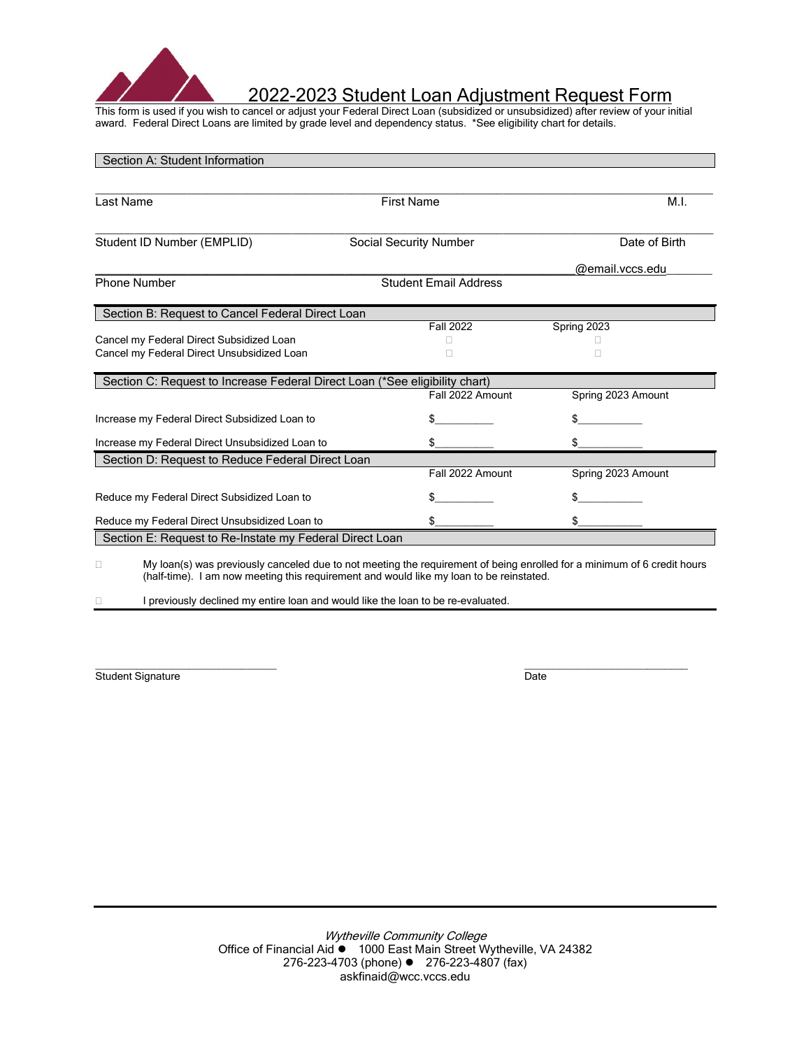# 2022-2023 Student Loan Adjustment Request Form

This form is used if you wish to cancel or adjust your Federal Direct Loan (subsidized or unsubsidized) after review of your initial award. Federal Direct Loans are limited by grade level and dependency status. *See eligibility chart for details.

## Section A: Student Information

| Last Name | First Name | M.I. |
|---|---|---|
| | | |

| Student ID Number (EMPLID) | Social Security Number | Date of Birth |
|---|---|---|
| | | |

| Phone Number | Student Email Address |
|---|---|
| | @email.vccs.edu |

## Section B: Request to Cancel Federal Direct Loan

| | Fall 2022 | Spring 2023 |
|---|---|---|
| Cancel my Federal Direct Subsidized Loan | ☐ | ☐ |
| Cancel my Federal Direct Unsubsidized Loan | ☐ | ☐ |

## Section C: Request to Increase Federal Direct Loan (*See eligibility chart)

| | Fall 2022 Amount | Spring 2023 Amount |
|---|---|---|
| Increase my Federal Direct Subsidized Loan to | $__________ | $___________ |
| Increase my Federal Direct Unsubsidized Loan to | $__________ | $___________ |

## Section D: Request to Reduce Federal Direct Loan

| | Fall 2022 Amount | Spring 2023 Amount |
|---|---|---|
| Reduce my Federal Direct Subsidized Loan to | $__________ | $___________ |
| Reduce my Federal Direct Unsubsidized Loan to | $__________ | $___________ |

## Section E: Request to Re-Instate my Federal Direct Loan

☐ My loan(s) was previously canceled due to not meeting the requirement of being enrolled for a minimum of 6 credit hours (half-time). I am now meeting this requirement and would like my loan to be reinstated.

☐ I previously declined my entire loan and would like the loan to be re-evaluated.

_______________________________ Student Signature

_____________________________ Date

*Wytheville Community College*
Office of Financial Aid ● 1000 East Main Street Wytheville, VA 24382
276-223-4703 (phone) ● 276-223-4807 (fax)
askfinaid@wcc.vccs.edu